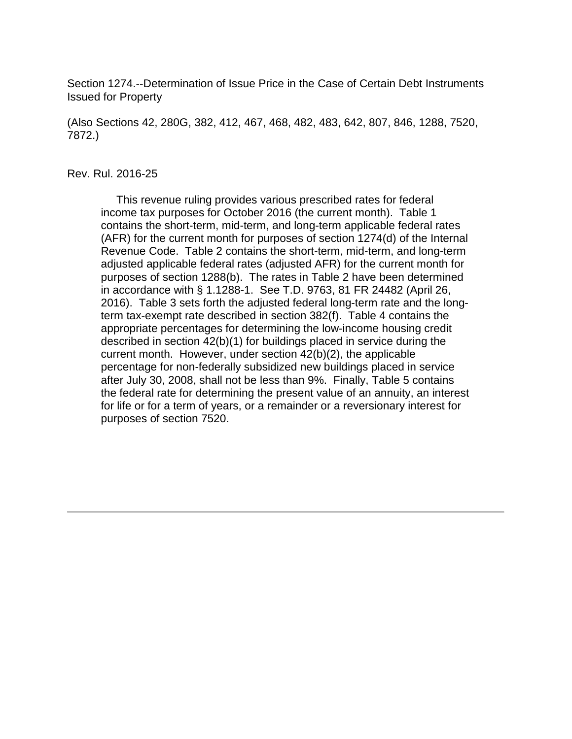Section 1274.--Determination of Issue Price in the Case of Certain Debt Instruments Issued for Property

(Also Sections 42, 280G, 382, 412, 467, 468, 482, 483, 642, 807, 846, 1288, 7520, 7872.)

Rev. Rul. 2016-25

This revenue ruling provides various prescribed rates for federal income tax purposes for October 2016 (the current month). Table 1 contains the short-term, mid-term, and long-term applicable federal rates (AFR) for the current month for purposes of section 1274(d) of the Internal Revenue Code. Table 2 contains the short-term, mid-term, and long-term adjusted applicable federal rates (adjusted AFR) for the current month for purposes of section 1288(b). The rates in Table 2 have been determined in accordance with § 1.1288-1. See T.D. 9763, 81 FR 24482 (April 26, 2016). Table 3 sets forth the adjusted federal long-term rate and the long-term tax-exempt rate described in section 382(f). Table 4 contains the appropriate percentages for determining the low-income housing credit described in section 42(b)(1) for buildings placed in service during the current month. However, under section 42(b)(2), the applicable percentage for non-federally subsidized new buildings placed in service after July 30, 2008, shall not be less than 9%. Finally, Table 5 contains the federal rate for determining the present value of an annuity, an interest for life or for a term of years, or a remainder or a reversionary interest for purposes of section 7520.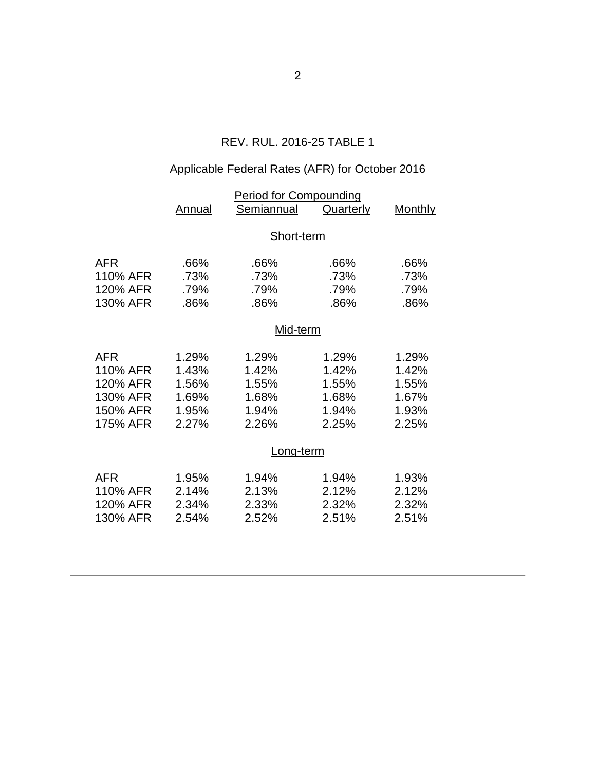REV. RUL. 2016-25 TABLE 1

Applicable Federal Rates (AFR) for October 2016

| | Period for Compounding | | | |
|---|---|---|---|---|
| | Annual | Semiannual | Quarterly | Monthly |
| | | **Short-term** | | |
| AFR | .66% | .66% | .66% | .66% |
| 110% AFR | .73% | .73% | .73% | .73% |
| 120% AFR | .79% | .79% | .79% | .79% |
| 130% AFR | .86% | .86% | .86% | .86% |
| | | **Mid-term** | | |
| AFR | 1.29% | 1.29% | 1.29% | 1.29% |
| 110% AFR | 1.43% | 1.42% | 1.42% | 1.42% |
| 120% AFR | 1.56% | 1.55% | 1.55% | 1.55% |
| 130% AFR | 1.69% | 1.68% | 1.68% | 1.67% |
| 150% AFR | 1.95% | 1.94% | 1.94% | 1.93% |
| 175% AFR | 2.27% | 2.26% | 2.25% | 2.25% |
| | | **Long-term** | | |
| AFR | 1.95% | 1.94% | 1.94% | 1.93% |
| 110% AFR | 2.14% | 2.13% | 2.12% | 2.12% |
| 120% AFR | 2.34% | 2.33% | 2.32% | 2.32% |
| 130% AFR | 2.54% | 2.52% | 2.51% | 2.51% |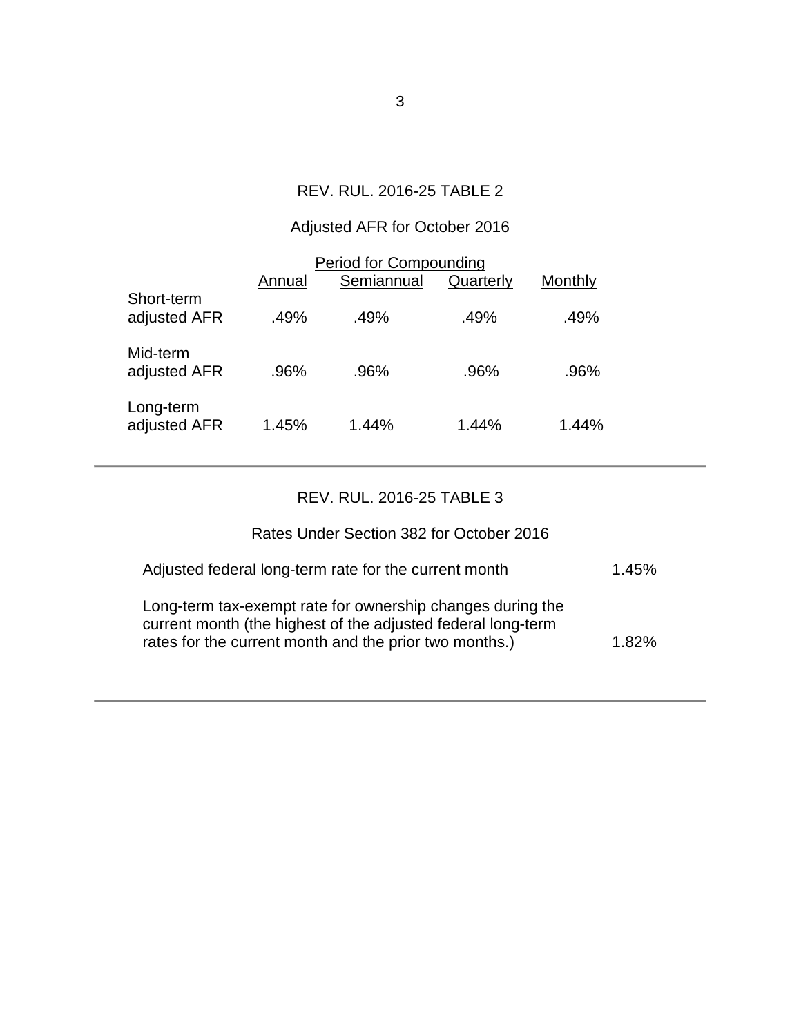REV. RUL. 2016-25 TABLE 2

Adjusted AFR for October 2016

| | Period for Compounding | | | |
|---|---|---|---|---|
| | Annual | Semiannual | Quarterly | Monthly |
| Short-term adjusted AFR | .49% | .49% | .49% | .49% |
| Mid-term adjusted AFR | .96% | .96% | .96% | .96% |
| Long-term adjusted AFR | 1.45% | 1.44% | 1.44% | 1.44% |

---

REV. RUL. 2016-25 TABLE 3

Rates Under Section 382 for October 2016

| | |
|---|---|
| Adjusted federal long-term rate for the current month | 1.45% |
| Long-term tax-exempt rate for ownership changes during the current month (the highest of the adjusted federal long-term rates for the current month and the prior two months.) | 1.82% |

---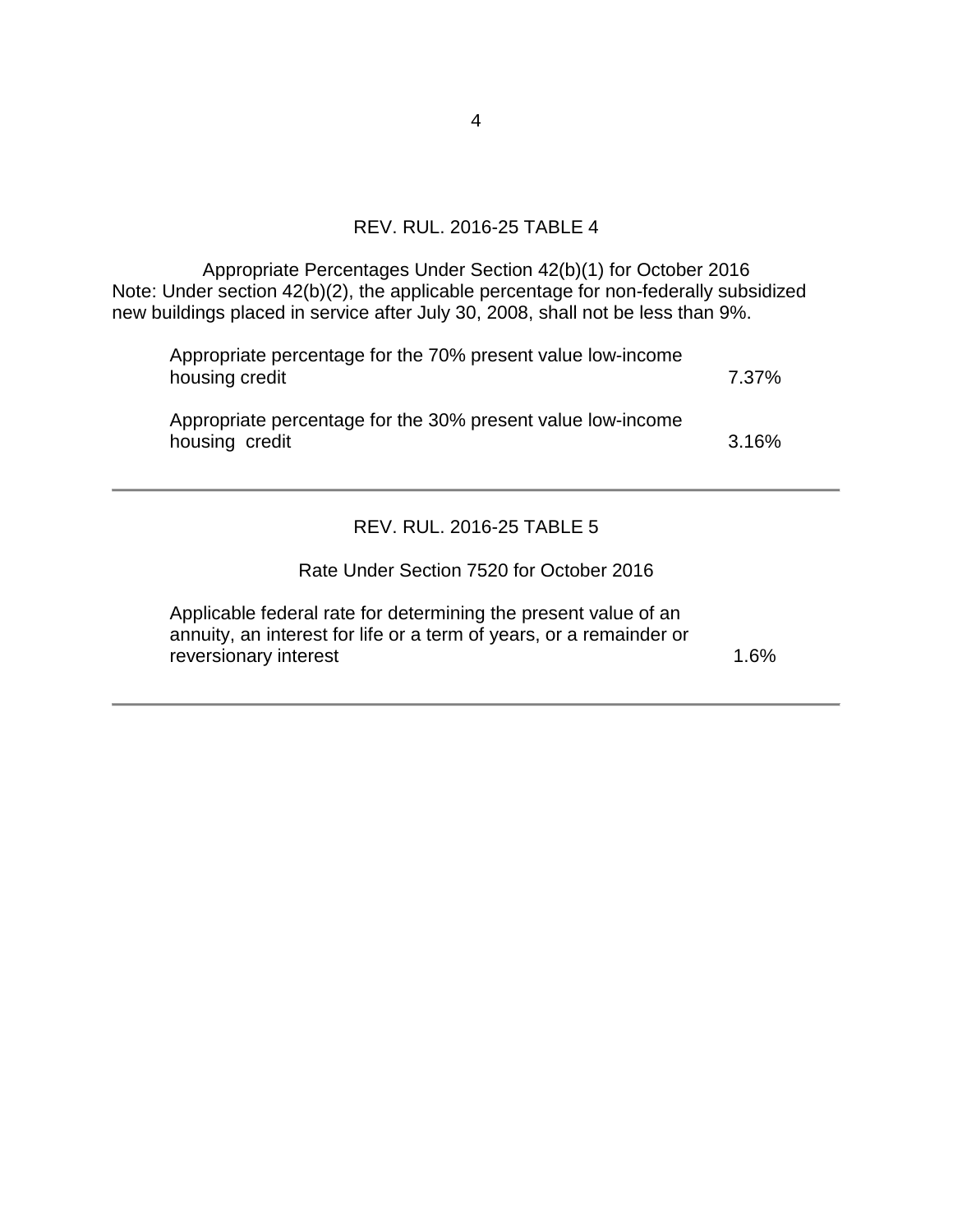## REV. RUL. 2016-25 TABLE 4

Appropriate Percentages Under Section 42(b)(1) for October 2016

Note: Under section 42(b)(2), the applicable percentage for non-federally subsidized new buildings placed in service after July 30, 2008, shall not be less than 9%.

| | |
|---|---|
| Appropriate percentage for the 70% present value low-income housing credit | 7.37% |
| Appropriate percentage for the 30% present value low-income housing credit | 3.16% |

---

## REV. RUL. 2016-25 TABLE 5

Rate Under Section 7520 for October 2016

| | |
|---|---|
| Applicable federal rate for determining the present value of an annuity, an interest for life or a term of years, or a remainder or reversionary interest | 1.6% |

---